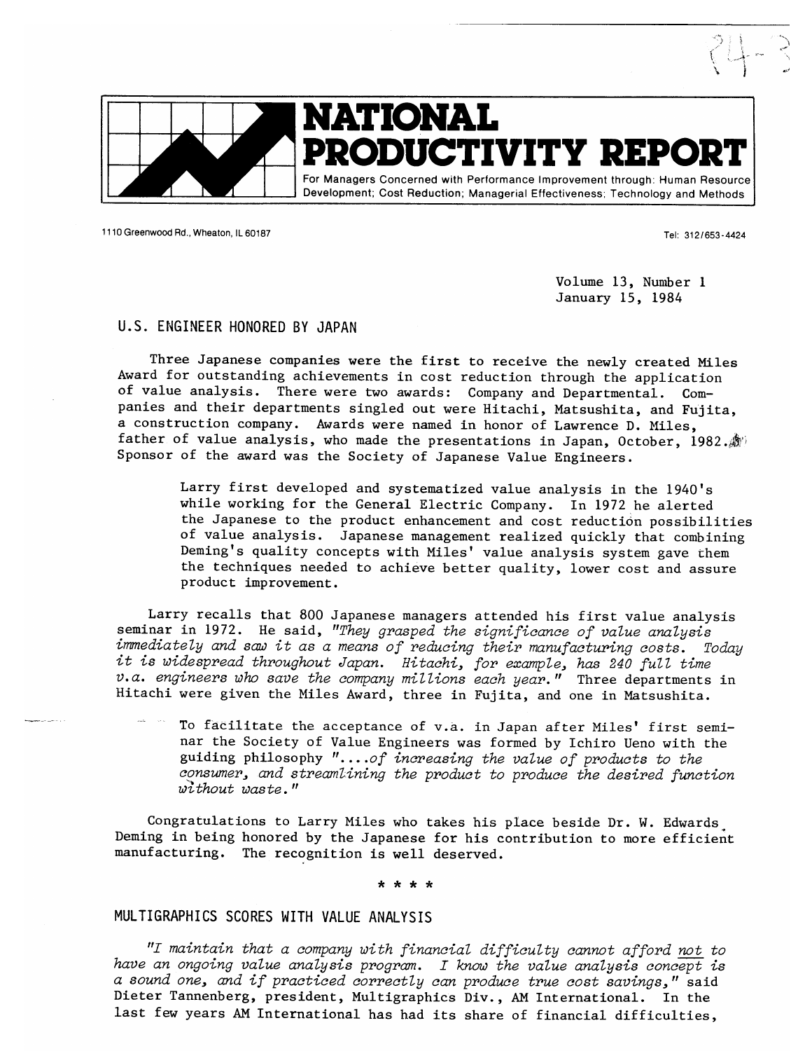# NATIONAL PRODUCTIVITY REPORT

For Managers Concerned with Performance Improvement through: Human Resource Development; Cost Reduction; Managerial Effectiveness; Technology and Methods

1110 Greenwood Rd., Wheaton, IL 60187

Tel: 312/653-4424

Volume 13, Number 1
January 15, 1984

## U.S. ENGINEER HONORED BY JAPAN

Three Japanese companies were the first to receive the newly created Miles Award for outstanding achievements in cost reduction through the application of value analysis. There were two awards: Company and Departmental. Companies and their departments singled out were Hitachi, Matsushita, and Fujita, a construction company. Awards were named in honor of Lawrence D. Miles, father of value analysis, who made the presentations in Japan, October, 1982. Sponsor of the award was the Society of Japanese Value Engineers.

> Larry first developed and systematized value analysis in the 1940's while working for the General Electric Company. In 1972 he alerted the Japanese to the product enhancement and cost reduction possibilities of value analysis. Japanese management realized quickly that combining Deming's quality concepts with Miles' value analysis system gave them the techniques needed to achieve better quality, lower cost and assure product improvement.

Larry recalls that 800 Japanese managers attended his first value analysis seminar in 1972. He said, *"They grasped the significance of value analysis immediately and saw it as a means of reducing their manufacturing costs. Today it is widespread throughout Japan. Hitachi, for example, has 240 full time v.a. engineers who save the company millions each year."* Three departments in Hitachi were given the Miles Award, three in Fujita, and one in Matsushita.

> To facilitate the acceptance of v.a. in Japan after Miles' first seminar the Society of Value Engineers was formed by Ichiro Ueno with the guiding philosophy *"....of increasing the value of products to the consumer, and streamlining the product to produce the desired function without waste."*

Congratulations to Larry Miles who takes his place beside Dr. W. Edwards Deming in being honored by the Japanese for his contribution to more efficient manufacturing. The recognition is well deserved.

\* \* \* \*

## MULTIGRAPHICS SCORES WITH VALUE ANALYSIS

*"I maintain that a company with financial difficulty cannot afford not to have an ongoing value analysis program. I know the value analysis concept is a sound one, and if practiced correctly can produce true cost savings,"* said Dieter Tannenberg, president, Multigraphics Div., AM International. In the last few years AM International has had its share of financial difficulties,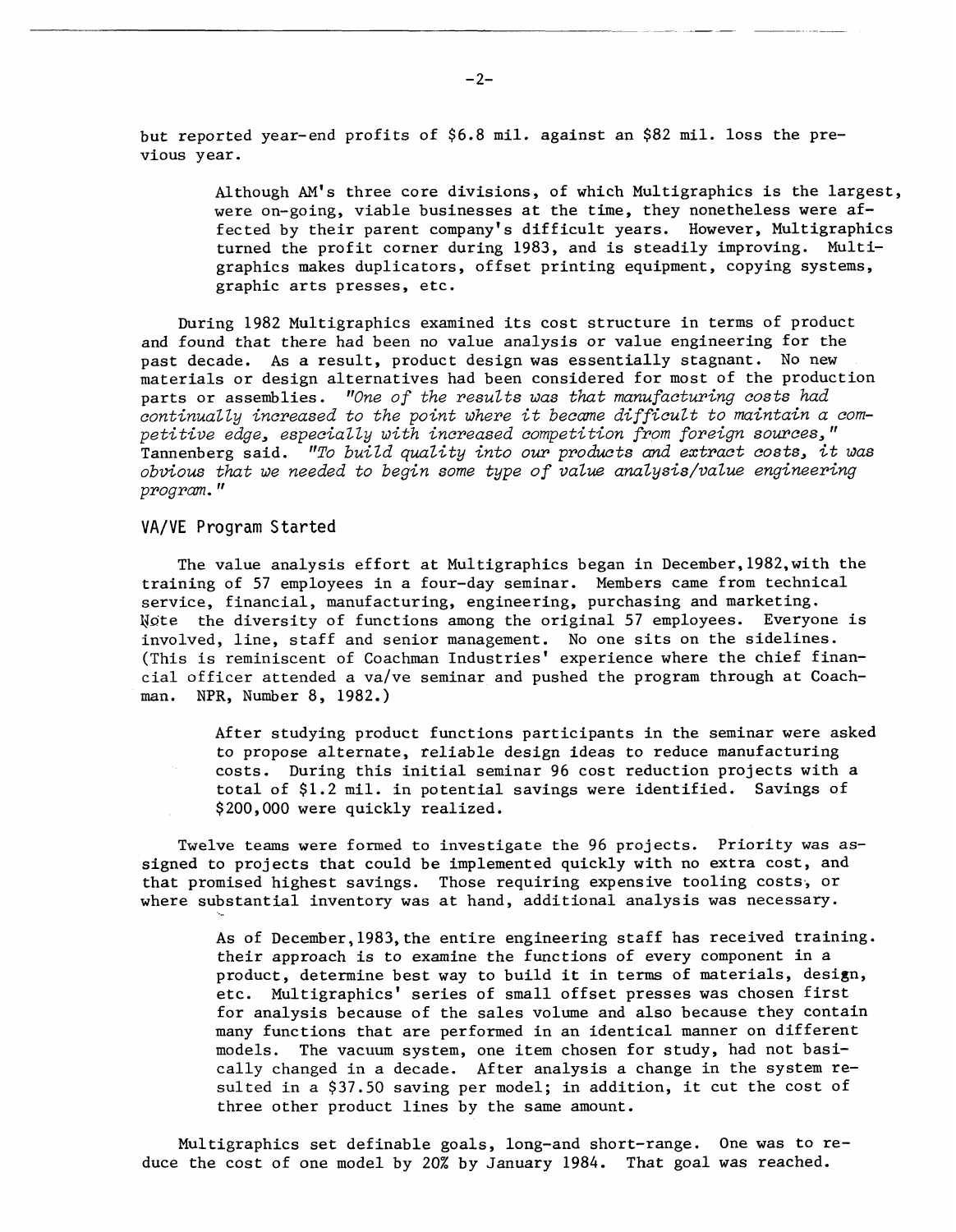but reported year-end profits of $6.8 mil. against an $82 mil. loss the previous year.

> Although AM's three core divisions, of which Multigraphics is the largest, were on-going, viable businesses at the time, they nonetheless were affected by their parent company's difficult years. However, Multigraphics turned the profit corner during 1983, and is steadily improving. Multigraphics makes duplicators, offset printing equipment, copying systems, graphic arts presses, etc.

During 1982 Multigraphics examined its cost structure in terms of product and found that there had been no value analysis or value engineering for the past decade. As a result, product design was essentially stagnant. No new materials or design alternatives had been considered for most of the production parts or assemblies. *"One of the results was that manufacturing costs had continually increased to the point where it became difficult to maintain a competitive edge, especially with increased competition from foreign sources,"* Tannenberg said. *"To build quality into our products and extract costs, it was obvious that we needed to begin some type of value analysis/value engineering program."*

## VA/VE Program Started

The value analysis effort at Multigraphics began in December, 1982, with the training of 57 employees in a four-day seminar. Members came from technical service, financial, manufacturing, engineering, purchasing and marketing. Note the diversity of functions among the original 57 employees. Everyone is involved, line, staff and senior management. No one sits on the sidelines. (This is reminiscent of Coachman Industries' experience where the chief financial officer attended a va/ve seminar and pushed the program through at Coachman. NPR, Number 8, 1982.)

> After studying product functions participants in the seminar were asked to propose alternate, reliable design ideas to reduce manufacturing costs. During this initial seminar 96 cost reduction projects with a total of $1.2 mil. in potential savings were identified. Savings of $200,000 were quickly realized.

Twelve teams were formed to investigate the 96 projects. Priority was assigned to projects that could be implemented quickly with no extra cost, and that promised highest savings. Those requiring expensive tooling costs, or where substantial inventory was at hand, additional analysis was necessary.

> As of December, 1983, the entire engineering staff has received training. their approach is to examine the functions of every component in a product, determine best way to build it in terms of materials, design, etc. Multigraphics' series of small offset presses was chosen first for analysis because of the sales volume and also because they contain many functions that are performed in an identical manner on different models. The vacuum system, one item chosen for study, had not basically changed in a decade. After analysis a change in the system resulted in a $37.50 saving per model; in addition, it cut the cost of three other product lines by the same amount.

Multigraphics set definable goals, long-and short-range. One was to reduce the cost of one model by 20% by January 1984. That goal was reached.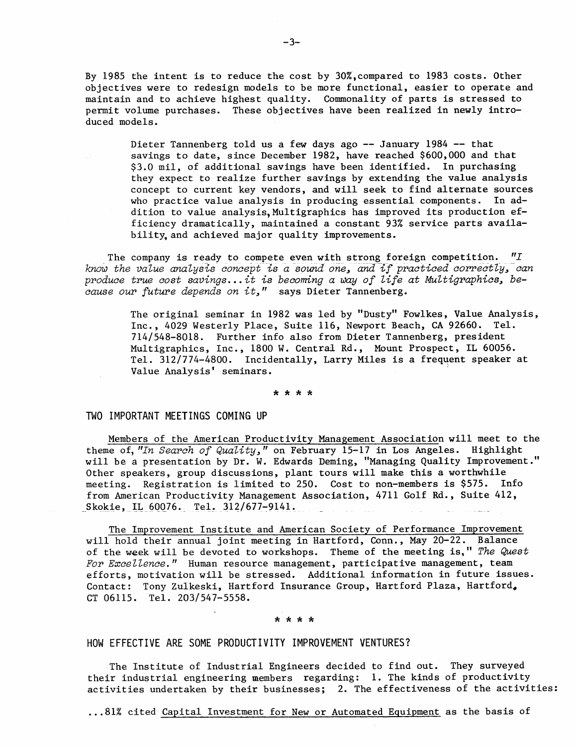By 1985 the intent is to reduce the cost by 30%, compared to 1983 costs. Other objectives were to redesign models to be more functional, easier to operate and maintain and to achieve highest quality. Commonality of parts is stressed to permit volume purchases. These objectives have been realized in newly introduced models.

> Dieter Tannenberg told us a few days ago -- January 1984 -- that savings to date, since December 1982, have reached $600,000 and that $3.0 mil, of additional savings have been identified. In purchasing they expect to realize further savings by extending the value analysis concept to current key vendors, and will seek to find alternate sources who practice value analysis in producing essential components. In addition to value analysis, Multigraphics has improved its production efficiency dramatically, maintained a constant 93% service parts availability, and achieved major quality improvements.

The company is ready to compete even with strong foreign competition. *"I know the value analysis concept is a sound one, and if practiced correctly, can produce true cost savings...it is becoming a way of life at Multigraphics, because our future depends on it,"* says Dieter Tannenberg.

> The original seminar in 1982 was led by "Dusty" Fowlkes, Value Analysis, Inc., 4029 Westerly Place, Suite 116, Newport Beach, CA 92660. Tel. 714/548-8018. Further info also from Dieter Tannenberg, president Multigraphics, Inc., 1800 W. Central Rd., Mount Prospect, IL 60056. Tel. 312/774-4800. Incidentally, Larry Miles is a frequent speaker at Value Analysis' seminars.

\* \* \* \*

## TWO IMPORTANT MEETINGS COMING UP

Members of the American Productivity Management Association will meet to the theme of, *"In Search of Quality,"* on February 15-17 in Los Angeles. Highlight will be a presentation by Dr. W. Edwards Deming, "Managing Quality Improvement." Other speakers, group discussions, plant tours will make this a worthwhile meeting. Registration is limited to 250. Cost to non-members is $575. Info from American Productivity Management Association, 4711 Golf Rd., Suite 412, Skokie, IL 60076. Tel. 312/677-9141.

The Improvement Institute and American Society of Performance Improvement will hold their annual joint meeting in Hartford, Conn., May 20-22. Balance of the week will be devoted to workshops. Theme of the meeting is, *"The Quest For Excellence."* Human resource management, participative management, team efforts, motivation will be stressed. Additional information in future issues. Contact: Tony Zulkeski, Hartford Insurance Group, Hartford Plaza, Hartford, CT 06115. Tel. 203/547-5558.

\* \* \* \*

## HOW EFFECTIVE ARE SOME PRODUCTIVITY IMPROVEMENT VENTURES?

The Institute of Industrial Engineers decided to find out. They surveyed their industrial engineering members regarding: 1. The kinds of productivity activities undertaken by their businesses; 2. The effectiveness of the activities:

...81% cited Capital Investment for New or Automated Equipment as the basis of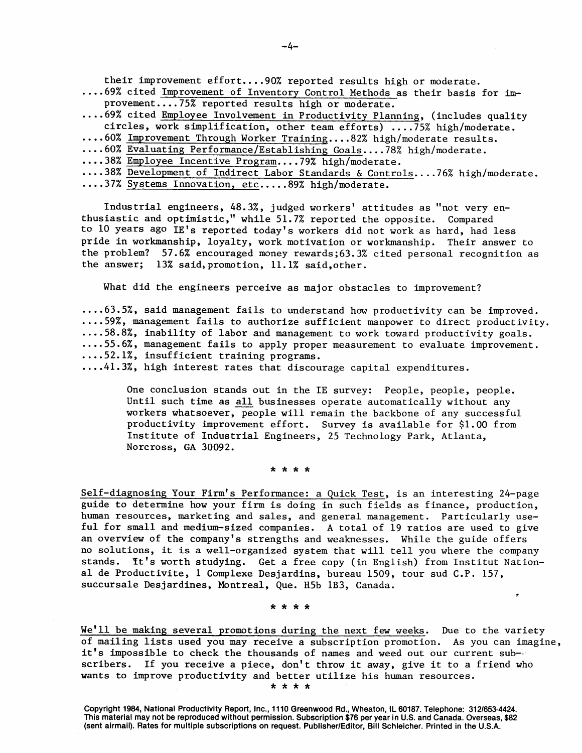their improvement effort....90% reported results high or moderate.

....69% cited Improvement of Inventory Control Methods as their basis for improvement....75% reported results high or moderate.

....69% cited Employee Involvement in Productivity Planning, (includes quality circles, work simplification, other team efforts) ....75% high/moderate.

....60% Improvement Through Worker Training....82% high/moderate results.

....60% Evaluating Performance/Establishing Goals....78% high/moderate.

....38% Employee Incentive Program....79% high/moderate.

....38% Development of Indirect Labor Standards & Controls....76% high/moderate.

....37% Systems Innovation, etc.....89% high/moderate.

Industrial engineers, 48.3%, judged workers' attitudes as "not very enthusiastic and optimistic," while 51.7% reported the opposite. Compared to 10 years ago IE's reported today's workers did not work as hard, had less pride in workmanship, loyalty, work motivation or workmanship. Their answer to the problem? 57.6% encouraged money rewards;63.3% cited personal recognition as the answer; 13% said,promotion, 11.1% said,other.

What did the engineers perceive as major obstacles to improvement?

....63.5%, said management fails to understand how productivity can be improved.

....59%, management fails to authorize sufficient manpower to direct productivity.

....58.8%, inability of labor and management to work toward productivity goals.

....55.6%, management fails to apply proper measurement to evaluate improvement.

....52.1%, insufficient training programs.

....41.3%, high interest rates that discourage capital expenditures.

> One conclusion stands out in the IE survey: People, people, people. Until such time as all businesses operate automatically without any workers whatsoever, people will remain the backbone of any successful productivity improvement effort. Survey is available for $1.00 from Institute of Industrial Engineers, 25 Technology Park, Atlanta, Norcross, GA 30092.

\* \* \* \*

Self-diagnosing Your Firm's Performance: a Quick Test, is an interesting 24-page guide to determine how your firm is doing in such fields as finance, production, human resources, marketing and sales, and general management. Particularly useful for small and medium-sized companies. A total of 19 ratios are used to give an overview of the company's strengths and weaknesses. While the guide offers no solutions, it is a well-organized system that will tell you where the company stands. It's worth studying. Get a free copy (in English) from Institut National de Productivite, 1 Complexe Desjardins, bureau 1509, tour sud C.P. 157, succursale Desjardines, Montreal, Que. H5b 1B3, Canada.

\* \* \* \*

We'll be making several promotions during the next few weeks. Due to the variety of mailing lists used you may receive a subscription promotion. As you can imagine, it's impossible to check the thousands of names and weed out our current subscribers. If you receive a piece, don't throw it away, give it to a friend who wants to improve productivity and better utilize his human resources.

\* \* \* \*

Copyright 1984, National Productivity Report, Inc., 1110 Greenwood Rd., Wheaton, IL 60187. Telephone: 312/653-4424. This material may not be reproduced without permission. Subscription $76 per year in U.S. and Canada. Overseas, $82 (sent airmail). Rates for multiple subscriptions on request. Publisher/Editor, Bill Schleicher. Printed in the U.S.A.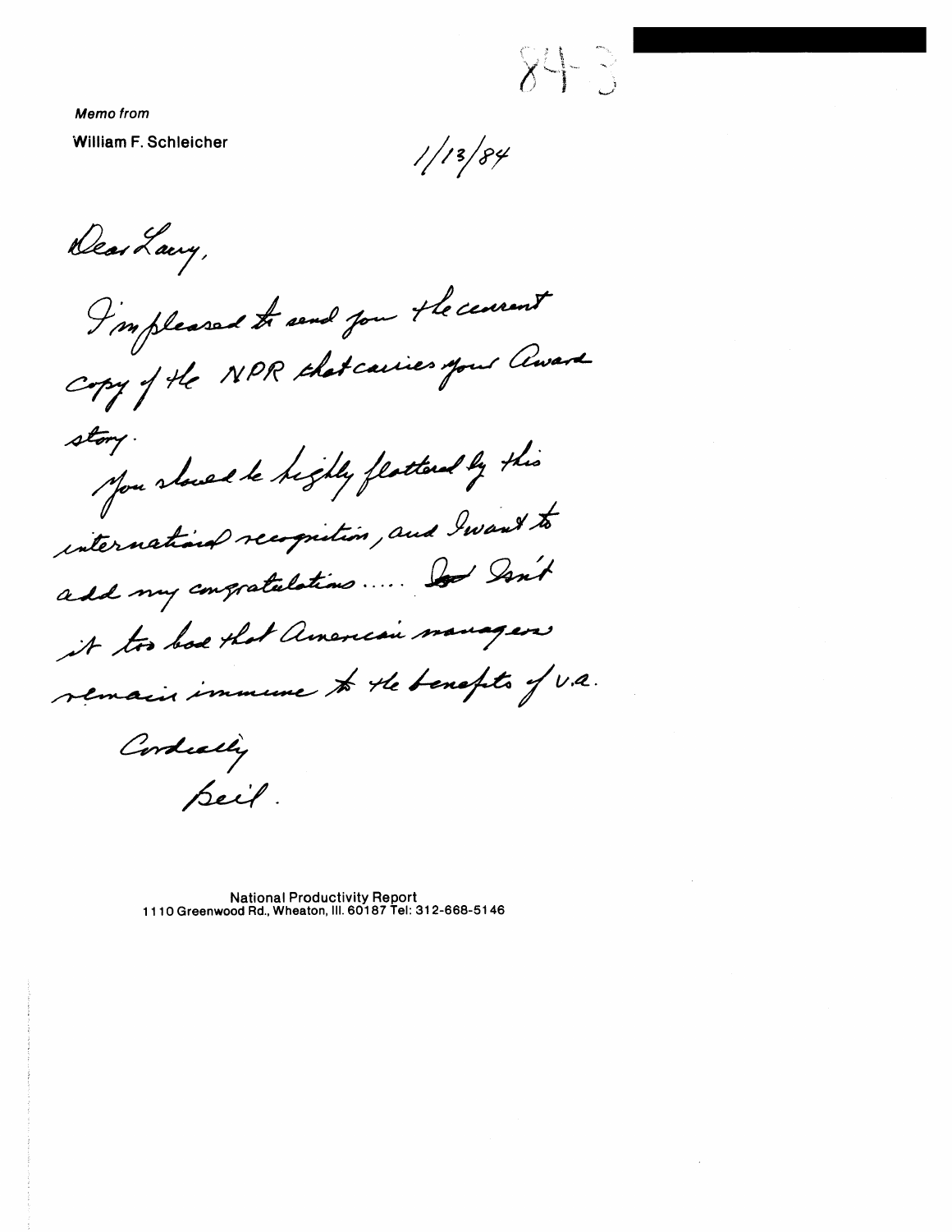84-3

*Memo from*

William F. Schleicher

1/13/84

Dear Larry,

I'm pleased to send you the current copy of the NPR that carries your Award story.

You should be highly flattered by this international recognition, and I want to add my congratulations..... Isn't it too bad that American managers remain immune to the benefits of V.A.

Cordially

Bill.

National Productivity Report
1110 Greenwood Rd., Wheaton, Ill. 60187 Tel: 312-668-5146